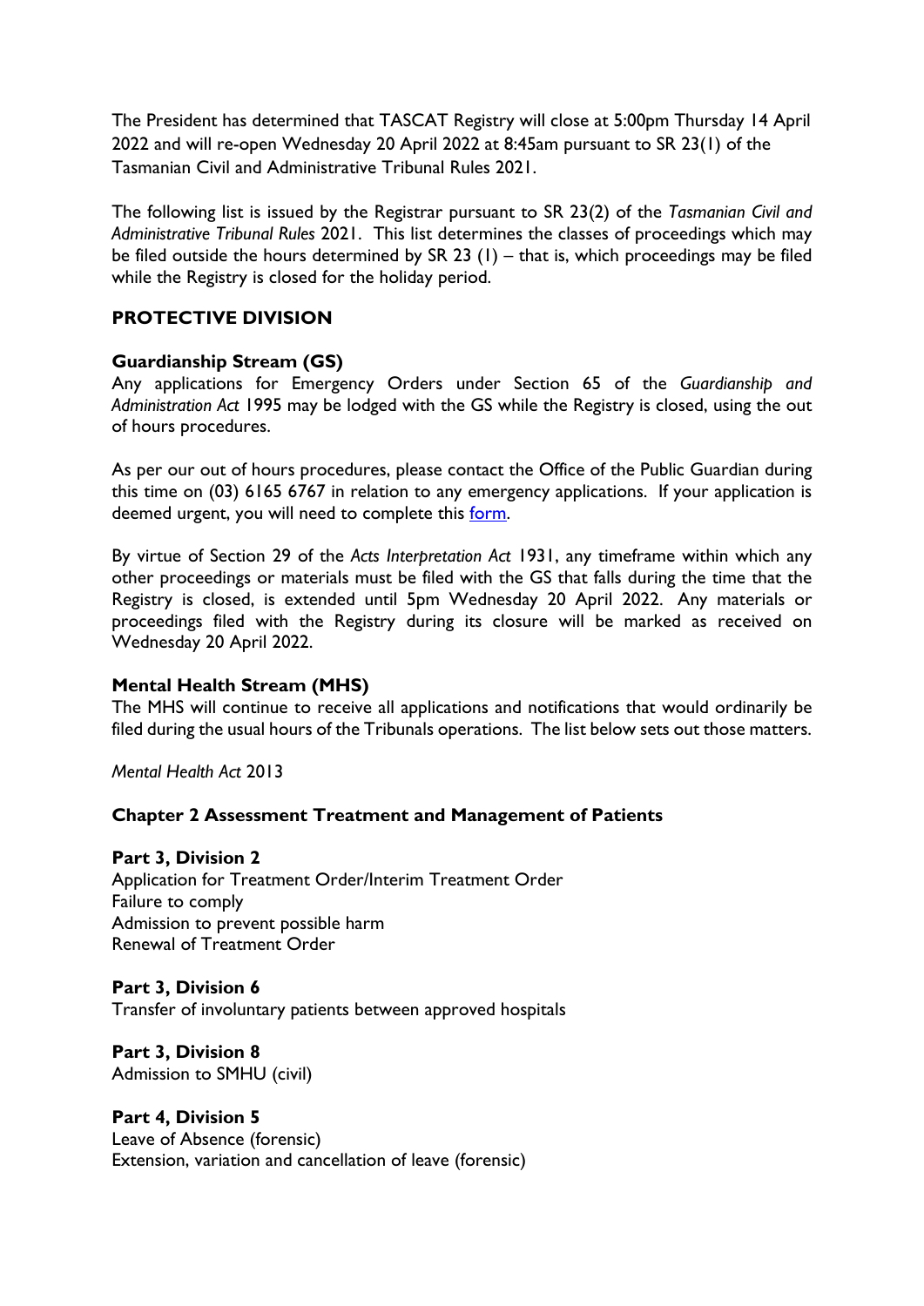The President has determined that TASCAT Registry will close at 5:00pm Thursday 14 April 2022 and will re-open Wednesday 20 April 2022 at 8:45am pursuant to SR 23(1) of the Tasmanian Civil and Administrative Tribunal Rules 2021.

The following list is issued by the Registrar pursuant to SR 23(2) of the *Tasmanian Civil and Administrative Tribunal Rules* 2021. This list determines the classes of proceedings which may be filed outside the hours determined by SR 23 (1) – that is, which proceedings may be filed while the Registry is closed for the holiday period.

## PROTECTIVE DIVISION

### Guardianship Stream (GS)

Any applications for Emergency Orders under Section 65 of the *Guardianship and Administration Act* 1995 may be lodged with the GS while the Registry is closed, using the out of hours procedures.

As per our out of hours procedures, please contact the Office of the Public Guardian during this time on (03) 6165 6767 in relation to any emergency applications. If your application is deemed urgent, you will need to complete this form.

By virtue of Section 29 of the *Acts Interpretation Act* 1931, any timeframe within which any other proceedings or materials must be filed with the GS that falls during the time that the Registry is closed, is extended until 5pm Wednesday 20 April 2022. Any materials or proceedings filed with the Registry during its closure will be marked as received on Wednesday 20 April 2022.

### Mental Health Stream (MHS)

The MHS will continue to receive all applications and notifications that would ordinarily be filed during the usual hours of the Tribunals operations. The list below sets out those matters.

*Mental Health Act* 2013

### Chapter 2 Assessment Treatment and Management of Patients

**Part 3, Division 2**
Application for Treatment Order/Interim Treatment Order
Failure to comply
Admission to prevent possible harm
Renewal of Treatment Order

**Part 3, Division 6**
Transfer of involuntary patients between approved hospitals

**Part 3, Division 8**
Admission to SMHU (civil)

**Part 4, Division 5**
Leave of Absence (forensic)
Extension, variation and cancellation of leave (forensic)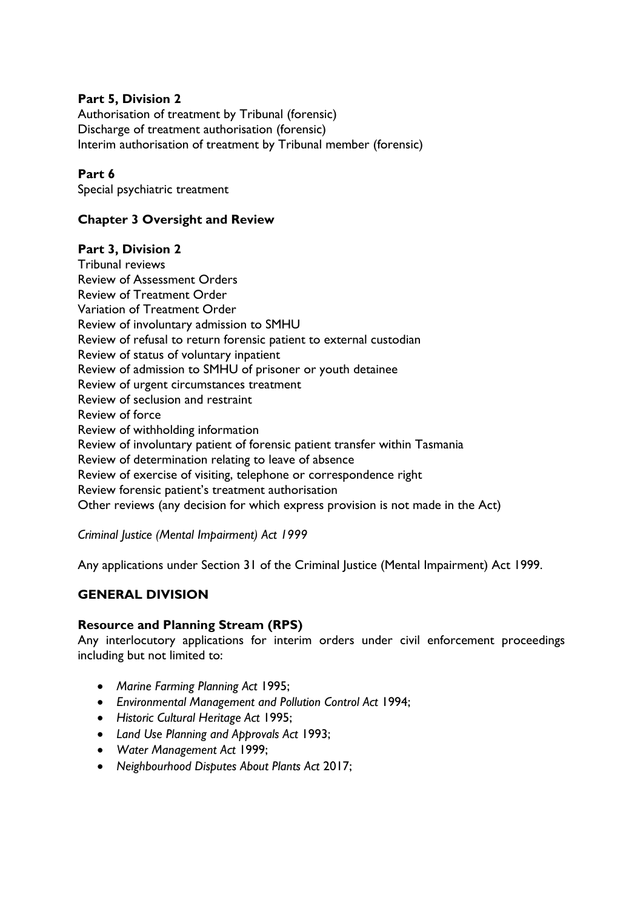**Part 5, Division 2**
Authorisation of treatment by Tribunal (forensic)
Discharge of treatment authorisation (forensic)
Interim authorisation of treatment by Tribunal member (forensic)

**Part 6**
Special psychiatric treatment

**Chapter 3 Oversight and Review**

**Part 3, Division 2**
Tribunal reviews
Review of Assessment Orders
Review of Treatment Order
Variation of Treatment Order
Review of involuntary admission to SMHU
Review of refusal to return forensic patient to external custodian
Review of status of voluntary inpatient
Review of admission to SMHU of prisoner or youth detainee
Review of urgent circumstances treatment
Review of seclusion and restraint
Review of force
Review of withholding information
Review of involuntary patient of forensic patient transfer within Tasmania
Review of determination relating to leave of absence
Review of exercise of visiting, telephone or correspondence right
Review forensic patient's treatment authorisation
Other reviews (any decision for which express provision is not made in the Act)

*Criminal Justice (Mental Impairment) Act 1999*

Any applications under Section 31 of the Criminal Justice (Mental Impairment) Act 1999.

## GENERAL DIVISION

**Resource and Planning Stream (RPS)**
Any interlocutory applications for interim orders under civil enforcement proceedings including but not limited to:

- *Marine Farming Planning Act* 1995;
- *Environmental Management and Pollution Control Act* 1994;
- *Historic Cultural Heritage Act* 1995;
- *Land Use Planning and Approvals Act* 1993;
- *Water Management Act* 1999;
- *Neighbourhood Disputes About Plants Act* 2017;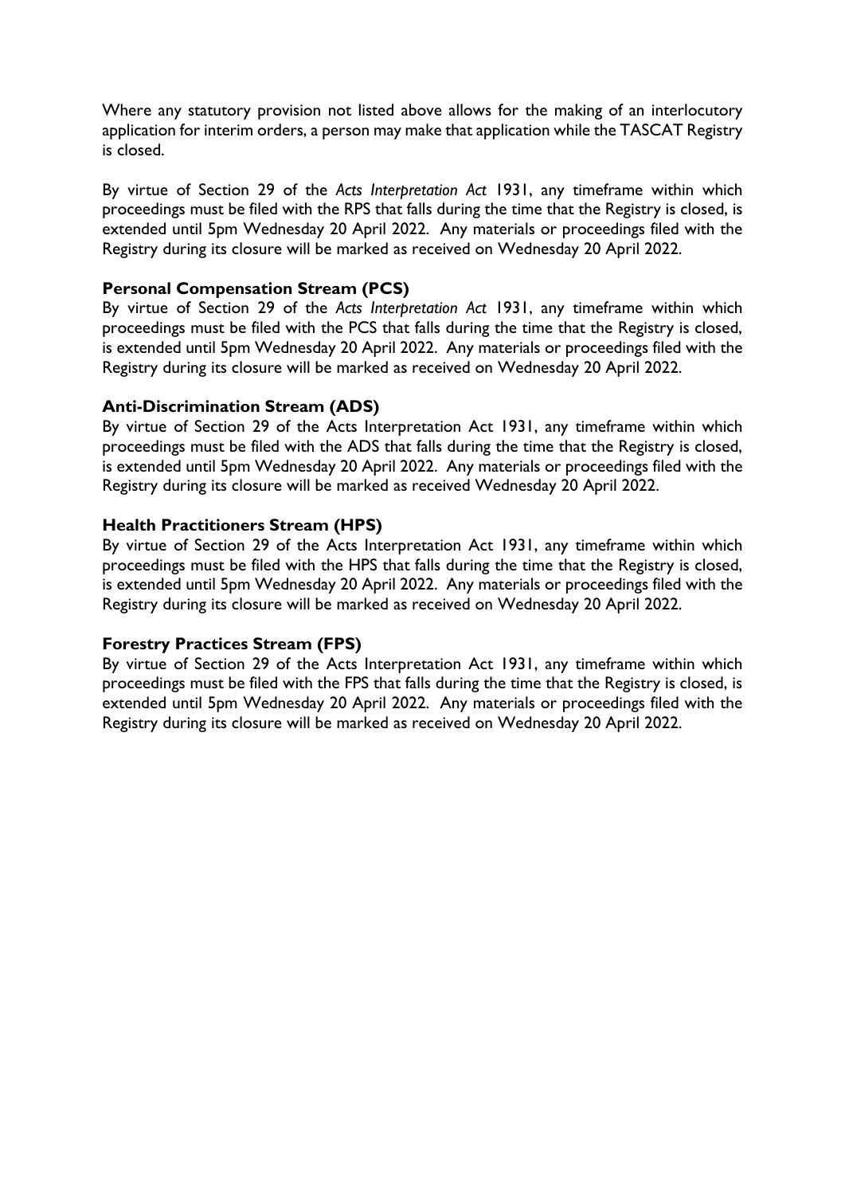Where any statutory provision not listed above allows for the making of an interlocutory application for interim orders, a person may make that application while the TASCAT Registry is closed.

By virtue of Section 29 of the *Acts Interpretation Act* 1931, any timeframe within which proceedings must be filed with the RPS that falls during the time that the Registry is closed, is extended until 5pm Wednesday 20 April 2022. Any materials or proceedings filed with the Registry during its closure will be marked as received on Wednesday 20 April 2022.

**Personal Compensation Stream (PCS)**

By virtue of Section 29 of the *Acts Interpretation Act* 1931, any timeframe within which proceedings must be filed with the PCS that falls during the time that the Registry is closed, is extended until 5pm Wednesday 20 April 2022. Any materials or proceedings filed with the Registry during its closure will be marked as received on Wednesday 20 April 2022.

**Anti-Discrimination Stream (ADS)**

By virtue of Section 29 of the Acts Interpretation Act 1931, any timeframe within which proceedings must be filed with the ADS that falls during the time that the Registry is closed, is extended until 5pm Wednesday 20 April 2022. Any materials or proceedings filed with the Registry during its closure will be marked as received Wednesday 20 April 2022.

**Health Practitioners Stream (HPS)**

By virtue of Section 29 of the Acts Interpretation Act 1931, any timeframe within which proceedings must be filed with the HPS that falls during the time that the Registry is closed, is extended until 5pm Wednesday 20 April 2022. Any materials or proceedings filed with the Registry during its closure will be marked as received on Wednesday 20 April 2022.

**Forestry Practices Stream (FPS)**

By virtue of Section 29 of the Acts Interpretation Act 1931, any timeframe within which proceedings must be filed with the FPS that falls during the time that the Registry is closed, is extended until 5pm Wednesday 20 April 2022. Any materials or proceedings filed with the Registry during its closure will be marked as received on Wednesday 20 April 2022.